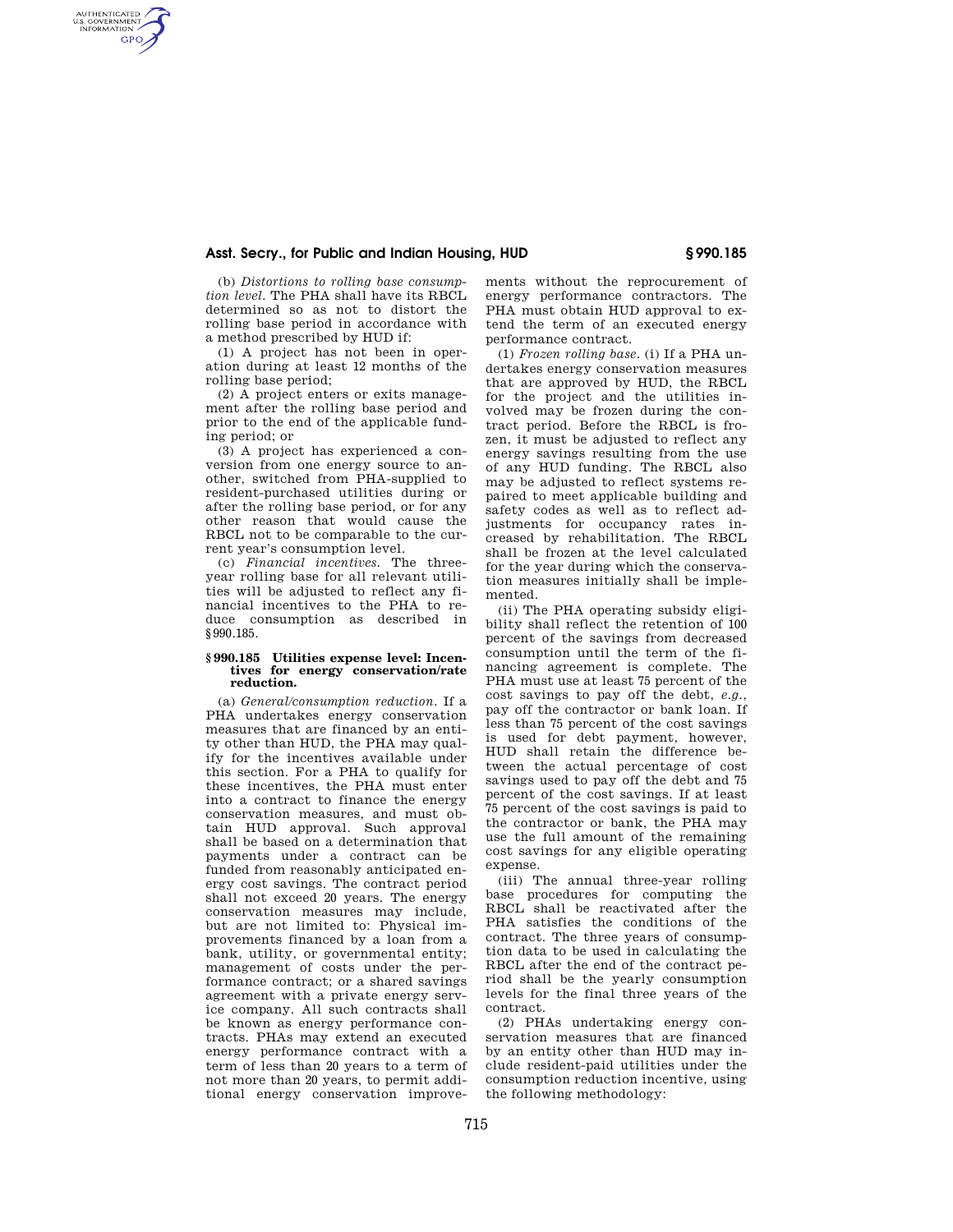(b) *Distortions to rolling base consumption level.* The PHA shall have its RBCL determined so as not to distort the rolling base period in accordance with a method prescribed by HUD if:

(1) A project has not been in operation during at least 12 months of the rolling base period;

(2) A project enters or exits management after the rolling base period and prior to the end of the applicable funding period; or

(3) A project has experienced a conversion from one energy source to another, switched from PHA-supplied to resident-purchased utilities during or after the rolling base period, or for any other reason that would cause the RBCL not to be comparable to the current year's consumption level.

(c) *Financial incentives.* The three-year rolling base for all relevant utilities will be adjusted to reflect any financial incentives to the PHA to reduce consumption as described in §990.185.

#### § 990.185 Utilities expense level: Incentives for energy conservation/rate reduction.

(a) *General/consumption reduction.* If a PHA undertakes energy conservation measures that are financed by an entity other than HUD, the PHA may qualify for the incentives available under this section. For a PHA to qualify for these incentives, the PHA must enter into a contract to finance the energy conservation measures, and must obtain HUD approval. Such approval shall be based on a determination that payments under a contract can be funded from reasonably anticipated energy cost savings. The contract period shall not exceed 20 years. The energy conservation measures may include, but are not limited to: Physical improvements financed by a loan from a bank, utility, or governmental entity; management of costs under the performance contract; or a shared savings agreement with a private energy service company. All such contracts shall be known as energy performance contracts. PHAs may extend an executed energy performance contract with a term of less than 20 years to a term of not more than 20 years, to permit additional energy conservation improvements without the reprocurement of energy performance contractors. The PHA must obtain HUD approval to extend the term of an executed energy performance contract.

(1) *Frozen rolling base.* (i) If a PHA undertakes energy conservation measures that are approved by HUD, the RBCL for the project and the utilities involved may be frozen during the contract period. Before the RBCL is frozen, it must be adjusted to reflect any energy savings resulting from the use of any HUD funding. The RBCL also may be adjusted to reflect systems repaired to meet applicable building and safety codes as well as to reflect adjustments for occupancy rates increased by rehabilitation. The RBCL shall be frozen at the level calculated for the year during which the conservation measures initially shall be implemented.

(ii) The PHA operating subsidy eligibility shall reflect the retention of 100 percent of the savings from decreased consumption until the term of the financing agreement is complete. The PHA must use at least 75 percent of the cost savings to pay off the debt, *e.g.*, pay off the contractor or bank loan. If less than 75 percent of the cost savings is used for debt payment, however, HUD shall retain the difference between the actual percentage of cost savings used to pay off the debt and 75 percent of the cost savings. If at least 75 percent of the cost savings is paid to the contractor or bank, the PHA may use the full amount of the remaining cost savings for any eligible operating expense.

(iii) The annual three-year rolling base procedures for computing the RBCL shall be reactivated after the PHA satisfies the conditions of the contract. The three years of consumption data to be used in calculating the RBCL after the end of the contract period shall be the yearly consumption levels for the final three years of the contract.

(2) PHAs undertaking energy conservation measures that are financed by an entity other than HUD may include resident-paid utilities under the consumption reduction incentive, using the following methodology: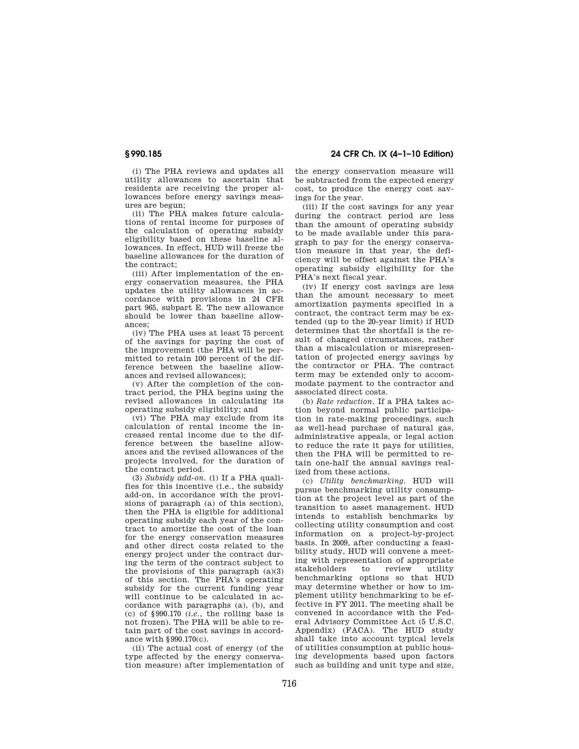(i) The PHA reviews and updates all utility allowances to ascertain that residents are receiving the proper allowances before energy savings measures are begun;

(ii) The PHA makes future calculations of rental income for purposes of the calculation of operating subsidy eligibility based on these baseline allowances. In effect, HUD will freeze the baseline allowances for the duration of the contract;

(iii) After implementation of the energy conservation measures, the PHA updates the utility allowances in accordance with provisions in 24 CFR part 965, subpart E. The new allowance should be lower than baseline allowances;

(iv) The PHA uses at least 75 percent of the savings for paying the cost of the improvement (the PHA will be permitted to retain 100 percent of the difference between the baseline allowances and revised allowances);

(v) After the completion of the contract period, the PHA begins using the revised allowances in calculating its operating subsidy eligibility; and

(vi) The PHA may exclude from its calculation of rental income the increased rental income due to the difference between the baseline allowances and the revised allowances of the projects involved, for the duration of the contract period.

(3) *Subsidy add-on.* (i) If a PHA qualifies for this incentive (i.e., the subsidy add-on, in accordance with the provisions of paragraph (a) of this section), then the PHA is eligible for additional operating subsidy each year of the contract to amortize the cost of the loan for the energy conservation measures and other direct costs related to the energy project under the contract during the term of the contract subject to the provisions of this paragraph (a)(3) of this section. The PHA's operating subsidy for the current funding year will continue to be calculated in accordance with paragraphs (a), (b), and (c) of §990.170 (*i.e.*, the rolling base is not frozen). The PHA will be able to retain part of the cost savings in accordance with §990.170(c).

(ii) The actual cost of energy (of the type affected by the energy conservation measure) after implementation of the energy conservation measure will be subtracted from the expected energy cost, to produce the energy cost savings for the year.

(iii) If the cost savings for any year during the contract period are less than the amount of operating subsidy to be made available under this paragraph to pay for the energy conservation measure in that year, the deficiency will be offset against the PHA's operating subsidy eligibility for the PHA's next fiscal year.

(iv) If energy cost savings are less than the amount necessary to meet amortization payments specified in a contract, the contract term may be extended (up to the 20-year limit) if HUD determines that the shortfall is the result of changed circumstances, rather than a miscalculation or misrepresentation of projected energy savings by the contractor or PHA. The contract term may be extended only to accommodate payment to the contractor and associated direct costs.

(b) *Rate reduction.* If a PHA takes action beyond normal public participation in rate-making proceedings, such as well-head purchase of natural gas, administrative appeals, or legal action to reduce the rate it pays for utilities, then the PHA will be permitted to retain one-half the annual savings realized from these actions.

(c) *Utility benchmarking.* HUD will pursue benchmarking utility consumption at the project level as part of the transition to asset management. HUD intends to establish benchmarks by collecting utility consumption and cost information on a project-by-project basis. In 2009, after conducting a feasibility study, HUD will convene a meeting with representation of appropriate stakeholders to review utility benchmarking options so that HUD may determine whether or how to implement utility benchmarking to be effective in FY 2011. The meeting shall be convened in accordance with the Federal Advisory Committee Act (5 U.S.C. Appendix) (FACA). The HUD study shall take into account typical levels of utilities consumption at public housing developments based upon factors such as building and unit type and size,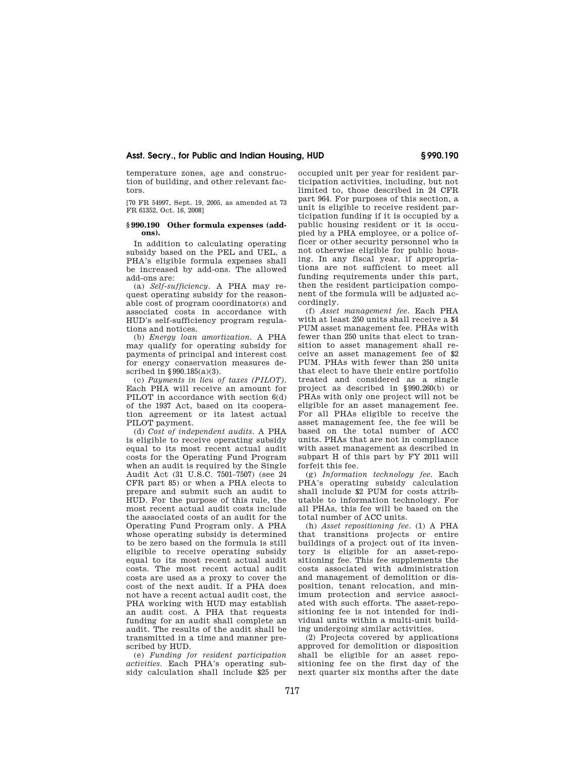temperature zones, age and construction of building, and other relevant factors.

[70 FR 54997, Sept. 19, 2005, as amended at 73 FR 61352, Oct. 16, 2008]

## § 990.190 Other formula expenses (add-ons).

In addition to calculating operating subsidy based on the PEL and UEL, a PHA's eligible formula expenses shall be increased by add-ons. The allowed add-ons are:

(a) *Self-sufficiency.* A PHA may request operating subsidy for the reasonable cost of program coordinator(s) and associated costs in accordance with HUD's self-sufficiency program regulations and notices.

(b) *Energy loan amortization.* A PHA may qualify for operating subsidy for payments of principal and interest cost for energy conservation measures described in § 990.185(a)(3).

(c) *Payments in lieu of taxes (PILOT).* Each PHA will receive an amount for PILOT in accordance with section 6(d) of the 1937 Act, based on its cooperation agreement or its latest actual PILOT payment.

(d) *Cost of independent audits.* A PHA is eligible to receive operating subsidy equal to its most recent actual audit costs for the Operating Fund Program when an audit is required by the Single Audit Act (31 U.S.C. 7501–7507) (see 24 CFR part 85) or when a PHA elects to prepare and submit such an audit to HUD. For the purpose of this rule, the most recent actual audit costs include the associated costs of an audit for the Operating Fund Program only. A PHA whose operating subsidy is determined to be zero based on the formula is still eligible to receive operating subsidy equal to its most recent actual audit costs. The most recent actual audit costs are used as a proxy to cover the cost of the next audit. If a PHA does not have a recent actual audit cost, the PHA working with HUD may establish an audit cost. A PHA that requests funding for an audit shall complete an audit. The results of the audit shall be transmitted in a time and manner prescribed by HUD.

(e) *Funding for resident participation activities.* Each PHA's operating subsidy calculation shall include $25 per occupied unit per year for resident participation activities, including, but not limited to, those described in 24 CFR part 964. For purposes of this section, a unit is eligible to receive resident participation funding if it is occupied by a public housing resident or it is occupied by a PHA employee, or a police officer or other security personnel who is not otherwise eligible for public housing. In any fiscal year, if appropriations are not sufficient to meet all funding requirements under this part, then the resident participation component of the formula will be adjusted accordingly.

(f) *Asset management fee.* Each PHA with at least 250 units shall receive a $4 PUM asset management fee. PHAs with fewer than 250 units that elect to transition to asset management shall receive an asset management fee of $2 PUM. PHAs with fewer than 250 units that elect to have their entire portfolio treated and considered as a single project as described in § 990.260(b) or PHAs with only one project will not be eligible for an asset management fee. For all PHAs eligible to receive the asset management fee, the fee will be based on the total number of ACC units. PHAs that are not in compliance with asset management as described in subpart H of this part by FY 2011 will forfeit this fee.

(g) *Information technology fee.* Each PHA's operating subsidy calculation shall include $2 PUM for costs attributable to information technology. For all PHAs, this fee will be based on the total number of ACC units.

(h) *Asset repositioning fee.* (1) A PHA that transitions projects or entire buildings of a project out of its inventory is eligible for an asset-repositioning fee. This fee supplements the costs associated with administration and management of demolition or disposition, tenant relocation, and minimum protection and service associated with such efforts. The asset-repositioning fee is not intended for individual units within a multi-unit building undergoing similar activities.

(2) Projects covered by applications approved for demolition or disposition shall be eligible for an asset repositioning fee on the first day of the next quarter six months after the date